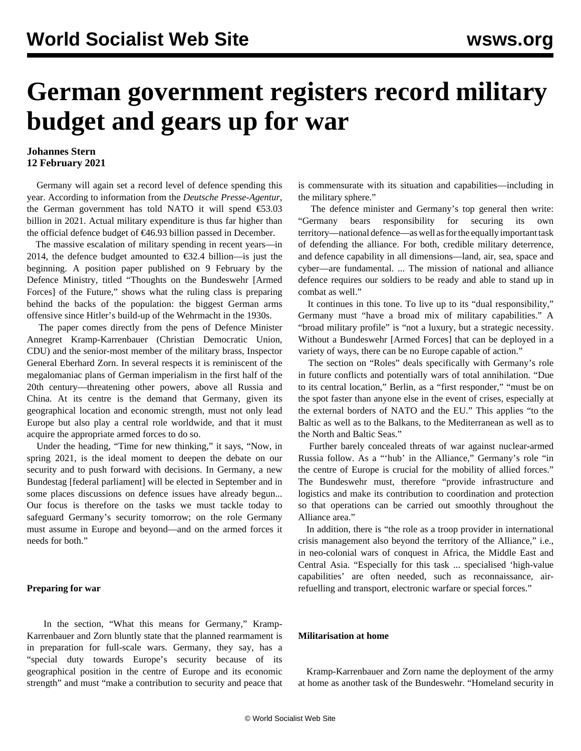# German government registers record military budget and gears up for war

**Johannes Stern**
**12 February 2021**

Germany will again set a record level of defence spending this year. According to information from the *Deutsche Presse-Agentur*, the German government has told NATO it will spend €53.03 billion in 2021. Actual military expenditure is thus far higher than the official defence budget of €46.93 billion passed in December.

The massive escalation of military spending in recent years—in 2014, the defence budget amounted to €32.4 billion—is just the beginning. A position paper published on 9 February by the Defence Ministry, titled "Thoughts on the Bundeswehr [Armed Forces] of the Future," shows what the ruling class is preparing behind the backs of the population: the biggest German arms offensive since Hitler's build-up of the Wehrmacht in the 1930s.

The paper comes directly from the pens of Defence Minister Annegret Kramp-Karrenbauer (Christian Democratic Union, CDU) and the senior-most member of the military brass, Inspector General Eberhard Zorn. In several respects it is reminiscent of the megalomaniac plans of German imperialism in the first half of the 20th century—threatening other powers, above all Russia and China. At its centre is the demand that Germany, given its geographical location and economic strength, must not only lead Europe but also play a central role worldwide, and that it must acquire the appropriate armed forces to do so.

Under the heading, "Time for new thinking," it says, "Now, in spring 2021, is the ideal moment to deepen the debate on our security and to push forward with decisions. In Germany, a new Bundestag [federal parliament] will be elected in September and in some places discussions on defence issues have already begun... Our focus is therefore on the tasks we must tackle today to safeguard Germany's security tomorrow; on the role Germany must assume in Europe and beyond—and on the armed forces it needs for both."

**Preparing for war**

In the section, "What this means for Germany," Kramp-Karrenbauer and Zorn bluntly state that the planned rearmament is in preparation for full-scale wars. Germany, they say, has a "special duty towards Europe's security because of its geographical position in the centre of Europe and its economic strength" and must "make a contribution to security and peace that is commensurate with its situation and capabilities—including in the military sphere."

The defence minister and Germany's top general then write: "Germany bears responsibility for securing its own territory—national defence—as well as for the equally important task of defending the alliance. For both, credible military deterrence, and defence capability in all dimensions—land, air, sea, space and cyber—are fundamental. ... The mission of national and alliance defence requires our soldiers to be ready and able to stand up in combat as well."

It continues in this tone. To live up to its "dual responsibility," Germany must "have a broad mix of military capabilities." A "broad military profile" is "not a luxury, but a strategic necessity. Without a Bundeswehr [Armed Forces] that can be deployed in a variety of ways, there can be no Europe capable of action."

The section on "Roles" deals specifically with Germany's role in future conflicts and potentially wars of total annihilation. "Due to its central location," Berlin, as a "first responder," "must be on the spot faster than anyone else in the event of crises, especially at the external borders of NATO and the EU." This applies "to the Baltic as well as to the Balkans, to the Mediterranean as well as to the North and Baltic Seas."

Further barely concealed threats of war against nuclear-armed Russia follow. As a "'hub' in the Alliance," Germany's role "in the centre of Europe is crucial for the mobility of allied forces." The Bundeswehr must, therefore "provide infrastructure and logistics and make its contribution to coordination and protection so that operations can be carried out smoothly throughout the Alliance area."

In addition, there is "the role as a troop provider in international crisis management also beyond the territory of the Alliance," i.e., in neo-colonial wars of conquest in Africa, the Middle East and Central Asia. "Especially for this task ... specialised 'high-value capabilities' are often needed, such as reconnaissance, air-refuelling and transport, electronic warfare or special forces."

**Militarisation at home**

Kramp-Karrenbauer and Zorn name the deployment of the army at home as another task of the Bundeswehr. "Homeland security in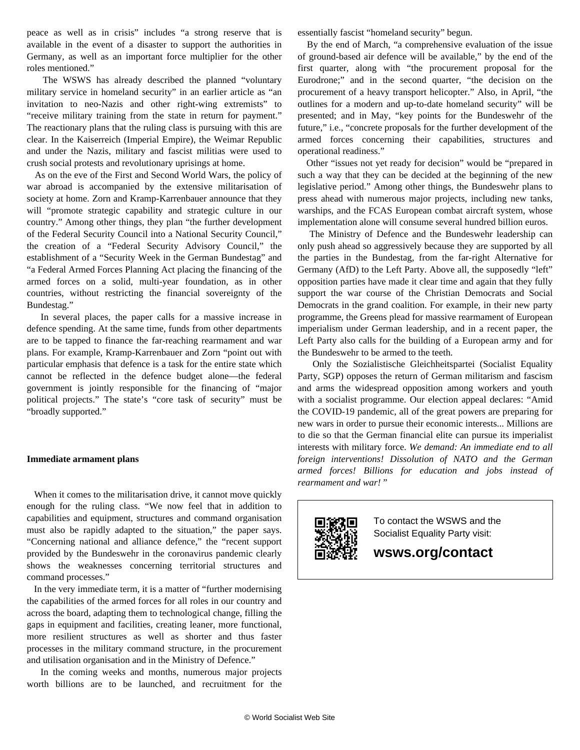peace as well as in crisis" includes "a strong reserve that is available in the event of a disaster to support the authorities in Germany, as well as an important force multiplier for the other roles mentioned."

The WSWS has already described the planned "voluntary military service in homeland security" in an earlier article as "an invitation to neo-Nazis and other right-wing extremists" to "receive military training from the state in return for payment." The reactionary plans that the ruling class is pursuing with this are clear. In the Kaiserreich (Imperial Empire), the Weimar Republic and under the Nazis, military and fascist militias were used to crush social protests and revolutionary uprisings at home.

As on the eve of the First and Second World Wars, the policy of war abroad is accompanied by the extensive militarisation of society at home. Zorn and Kramp-Karrenbauer announce that they will "promote strategic capability and strategic culture in our country." Among other things, they plan "the further development of the Federal Security Council into a National Security Council," the creation of a "Federal Security Advisory Council," the establishment of a "Security Week in the German Bundestag" and "a Federal Armed Forces Planning Act placing the financing of the armed forces on a solid, multi-year foundation, as in other countries, without restricting the financial sovereignty of the Bundestag."

In several places, the paper calls for a massive increase in defence spending. At the same time, funds from other departments are to be tapped to finance the far-reaching rearmament and war plans. For example, Kramp-Karrenbauer and Zorn "point out with particular emphasis that defence is a task for the entire state which cannot be reflected in the defence budget alone—the federal government is jointly responsible for the financing of "major political projects." The state's "core task of security" must be "broadly supported."

**Immediate armament plans**

When it comes to the militarisation drive, it cannot move quickly enough for the ruling class. "We now feel that in addition to capabilities and equipment, structures and command organisation must also be rapidly adapted to the situation," the paper says. "Concerning national and alliance defence," the "recent support provided by the Bundeswehr in the coronavirus pandemic clearly shows the weaknesses concerning territorial structures and command processes."

In the very immediate term, it is a matter of "further modernising the capabilities of the armed forces for all roles in our country and across the board, adapting them to technological change, filling the gaps in equipment and facilities, creating leaner, more functional, more resilient structures as well as shorter and thus faster processes in the military command structure, in the procurement and utilisation organisation and in the Ministry of Defence."

In the coming weeks and months, numerous major projects worth billions are to be launched, and recruitment for the essentially fascist "homeland security" begun.

By the end of March, "a comprehensive evaluation of the issue of ground-based air defence will be available," by the end of the first quarter, along with "the procurement proposal for the Eurodrone;" and in the second quarter, "the decision on the procurement of a heavy transport helicopter." Also, in April, "the outlines for a modern and up-to-date homeland security" will be presented; and in May, "key points for the Bundeswehr of the future," i.e., "concrete proposals for the further development of the armed forces concerning their capabilities, structures and operational readiness."

Other "issues not yet ready for decision" would be "prepared in such a way that they can be decided at the beginning of the new legislative period." Among other things, the Bundeswehr plans to press ahead with numerous major projects, including new tanks, warships, and the FCAS European combat aircraft system, whose implementation alone will consume several hundred billion euros.

The Ministry of Defence and the Bundeswehr leadership can only push ahead so aggressively because they are supported by all the parties in the Bundestag, from the far-right Alternative for Germany (AfD) to the Left Party. Above all, the supposedly "left" opposition parties have made it clear time and again that they fully support the war course of the Christian Democrats and Social Democrats in the grand coalition. For example, in their new party programme, the Greens plead for massive rearmament of European imperialism under German leadership, and in a recent paper, the Left Party also calls for the building of a European army and for the Bundeswehr to be armed to the teeth.

Only the Sozialistische Gleichheitspartei (Socialist Equality Party, SGP) opposes the return of German militarism and fascism and arms the widespread opposition among workers and youth with a socialist programme. Our election appeal declares: "Amid the COVID-19 pandemic, all of the great powers are preparing for new wars in order to pursue their economic interests... Millions are to die so that the German financial elite can pursue its imperialist interests with military force. *We demand: An immediate end to all foreign interventions! Dissolution of NATO and the German armed forces! Billions for education and jobs instead of rearmament and war!* "

To contact the WSWS and the Socialist Equality Party visit:

**wsws.org/contact**